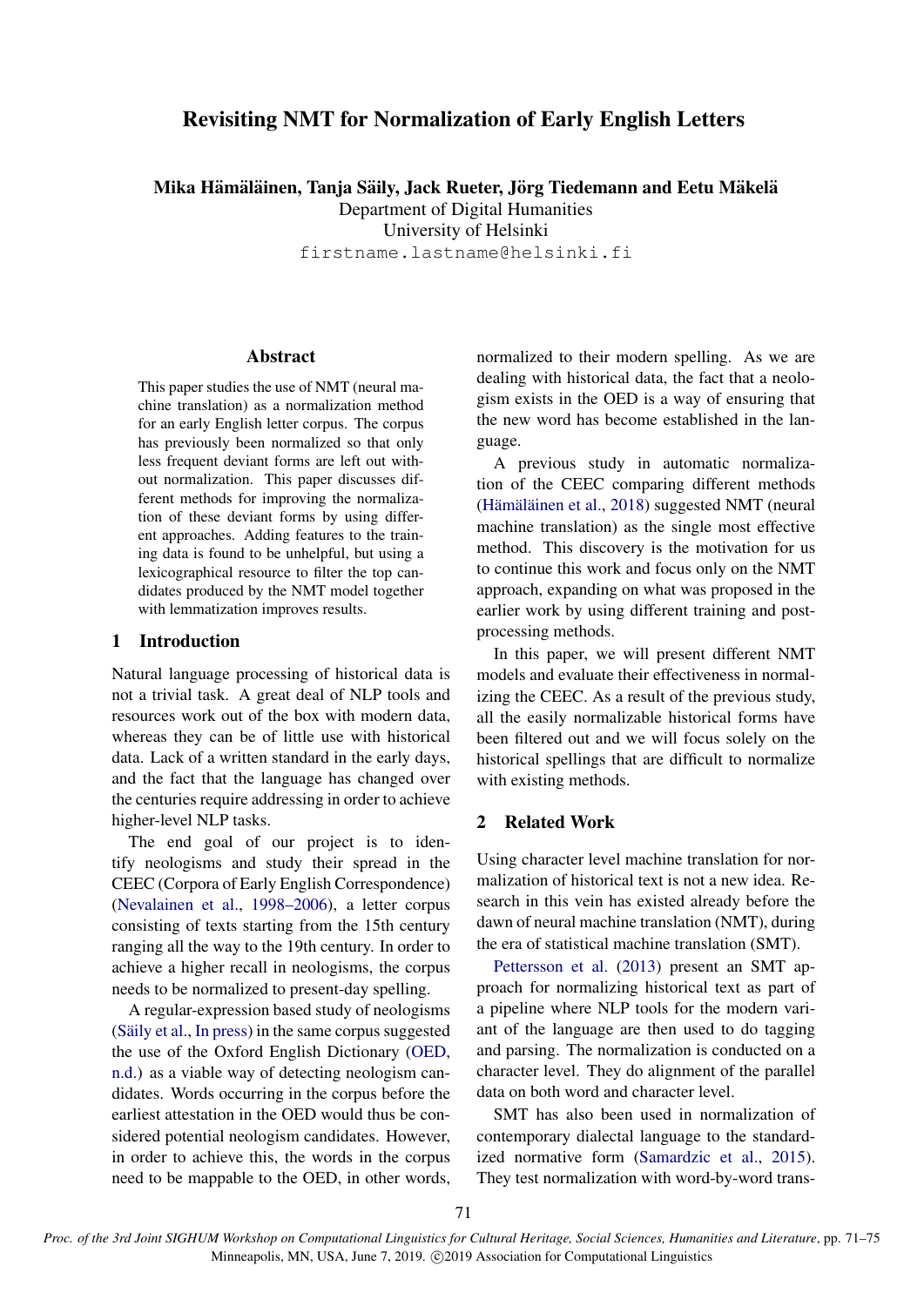# Revisiting NMT for Normalization of Early English Letters

**Mika Hämäläinen, Tanja Säily, Jack Rueter, Jörg Tiedemann and Eetu Mäkelä**
Department of Digital Humanities
University of Helsinki
firstname.lastname@helsinki.fi

## Abstract

This paper studies the use of NMT (neural machine translation) as a normalization method for an early English letter corpus. The corpus has previously been normalized so that only less frequent deviant forms are left out without normalization. This paper discusses different methods for improving the normalization of these deviant forms by using different approaches. Adding features to the training data is found to be unhelpful, but using a lexicographical resource to filter the top candidates produced by the NMT model together with lemmatization improves results.

## 1 Introduction

Natural language processing of historical data is not a trivial task. A great deal of NLP tools and resources work out of the box with modern data, whereas they can be of little use with historical data. Lack of a written standard in the early days, and the fact that the language has changed over the centuries require addressing in order to achieve higher-level NLP tasks.

The end goal of our project is to identify neologisms and study their spread in the CEEC (Corpora of Early English Correspondence) (Nevalainen et al., 1998–2006), a letter corpus consisting of texts starting from the 15th century ranging all the way to the 19th century. In order to achieve a higher recall in neologisms, the corpus needs to be normalized to present-day spelling.

A regular-expression based study of neologisms (Säily et al., In press) in the same corpus suggested the use of the Oxford English Dictionary (OED, n.d.) as a viable way of detecting neologism candidates. Words occurring in the corpus before the earliest attestation in the OED would thus be considered potential neologism candidates. However, in order to achieve this, the words in the corpus need to be mappable to the OED, in other words, normalized to their modern spelling. As we are dealing with historical data, the fact that a neologism exists in the OED is a way of ensuring that the new word has become established in the language.

A previous study in automatic normalization of the CEEC comparing different methods (Hämäläinen et al., 2018) suggested NMT (neural machine translation) as the single most effective method. This discovery is the motivation for us to continue this work and focus only on the NMT approach, expanding on what was proposed in the earlier work by using different training and post-processing methods.

In this paper, we will present different NMT models and evaluate their effectiveness in normalizing the CEEC. As a result of the previous study, all the easily normalizable historical forms have been filtered out and we will focus solely on the historical spellings that are difficult to normalize with existing methods.

## 2 Related Work

Using character level machine translation for normalization of historical text is not a new idea. Research in this vein has existed already before the dawn of neural machine translation (NMT), during the era of statistical machine translation (SMT).

Pettersson et al. (2013) present an SMT approach for normalizing historical text as part of a pipeline where NLP tools for the modern variant of the language are then used to do tagging and parsing. The normalization is conducted on a character level. They do alignment of the parallel data on both word and character level.

SMT has also been used in normalization of contemporary dialectal language to the standardized normative form (Samardzic et al., 2015). They test normalization with word-by-word trans-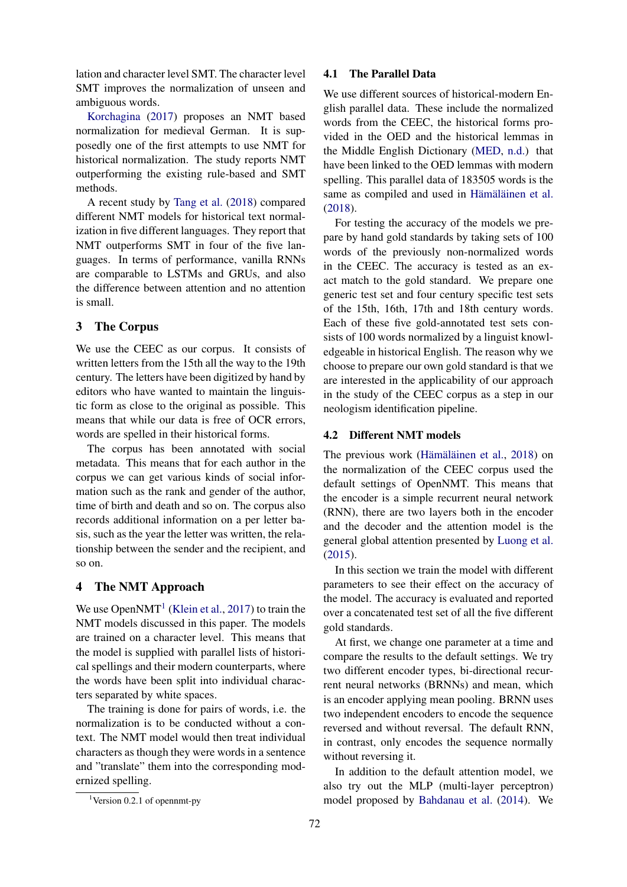lation and character level SMT. The character level SMT improves the normalization of unseen and ambiguous words.

Korchagina (2017) proposes an NMT based normalization for medieval German. It is supposedly one of the first attempts to use NMT for historical normalization. The study reports NMT outperforming the existing rule-based and SMT methods.

A recent study by Tang et al. (2018) compared different NMT models for historical text normalization in five different languages. They report that NMT outperforms SMT in four of the five languages. In terms of performance, vanilla RNNs are comparable to LSTMs and GRUs, and also the difference between attention and no attention is small.

## 3 The Corpus

We use the CEEC as our corpus. It consists of written letters from the 15th all the way to the 19th century. The letters have been digitized by hand by editors who have wanted to maintain the linguistic form as close to the original as possible. This means that while our data is free of OCR errors, words are spelled in their historical forms.

The corpus has been annotated with social metadata. This means that for each author in the corpus we can get various kinds of social information such as the rank and gender of the author, time of birth and death and so on. The corpus also records additional information on a per letter basis, such as the year the letter was written, the relationship between the sender and the recipient, and so on.

## 4 The NMT Approach

We use OpenNMT[1] (Klein et al., 2017) to train the NMT models discussed in this paper. The models are trained on a character level. This means that the model is supplied with parallel lists of historical spellings and their modern counterparts, where the words have been split into individual characters separated by white spaces.

The training is done for pairs of words, i.e. the normalization is to be conducted without a context. The NMT model would then treat individual characters as though they were words in a sentence and "translate" them into the corresponding modernized spelling.

[1] Version 0.2.1 of opennmt-py

### 4.1 The Parallel Data

We use different sources of historical-modern English parallel data. These include the normalized words from the CEEC, the historical forms provided in the OED and the historical lemmas in the Middle English Dictionary (MED, n.d.) that have been linked to the OED lemmas with modern spelling. This parallel data of 183505 words is the same as compiled and used in Hämäläinen et al. (2018).

For testing the accuracy of the models we prepare by hand gold standards by taking sets of 100 words of the previously non-normalized words in the CEEC. The accuracy is tested as an exact match to the gold standard. We prepare one generic test set and four century specific test sets of the 15th, 16th, 17th and 18th century words. Each of these five gold-annotated test sets consists of 100 words normalized by a linguist knowledgeable in historical English. The reason why we choose to prepare our own gold standard is that we are interested in the applicability of our approach in the study of the CEEC corpus as a step in our neologism identification pipeline.

### 4.2 Different NMT models

The previous work (Hämäläinen et al., 2018) on the normalization of the CEEC corpus used the default settings of OpenNMT. This means that the encoder is a simple recurrent neural network (RNN), there are two layers both in the encoder and the decoder and the attention model is the general global attention presented by Luong et al. (2015).

In this section we train the model with different parameters to see their effect on the accuracy of the model. The accuracy is evaluated and reported over a concatenated test set of all the five different gold standards.

At first, we change one parameter at a time and compare the results to the default settings. We try two different encoder types, bi-directional recurrent neural networks (BRNNs) and mean, which is an encoder applying mean pooling. BRNN uses two independent encoders to encode the sequence reversed and without reversal. The default RNN, in contrast, only encodes the sequence normally without reversing it.

In addition to the default attention model, we also try out the MLP (multi-layer perceptron) model proposed by Bahdanau et al. (2014). We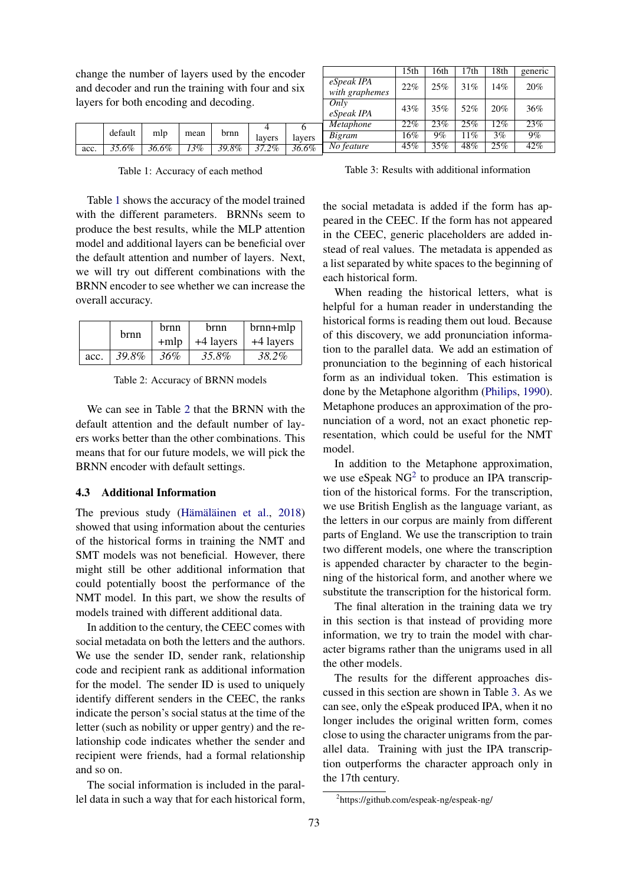change the number of layers used by the encoder and decoder and run the training with four and six layers for both encoding and decoding.

|  | default | mlp | mean | brnn | 4 layers | 6 layers |
|---|---|---|---|---|---|---|
| acc. | *35.6%* | *36.6%* | *13%* | *39.8%* | *37.2%* | *36.6%* |

Table 1: Accuracy of each method

Table 1 shows the accuracy of the model trained with the different parameters. BRNNs seem to produce the best results, while the MLP attention model and additional layers can be beneficial over the default attention and number of layers. Next, we will try out different combinations with the BRNN encoder to see whether we can increase the overall accuracy.

|  | brnn | brnn +mlp | brnn +4 layers | brnn+mlp +4 layers |
|---|---|---|---|---|
| acc. | *39.8%* | *36%* | *35.8%* | *38.2%* |

Table 2: Accuracy of BRNN models

We can see in Table 2 that the BRNN with the default attention and the default number of layers works better than the other combinations. This means that for our future models, we will pick the BRNN encoder with default settings.

### 4.3 Additional Information

The previous study (Hämäläinen et al., 2018) showed that using information about the centuries of the historical forms in training the NMT and SMT models was not beneficial. However, there might still be other additional information that could potentially boost the performance of the NMT model. In this part, we show the results of models trained with different additional data.

In addition to the century, the CEEC comes with social metadata on both the letters and the authors. We use the sender ID, sender rank, relationship code and recipient rank as additional information for the model. The sender ID is used to uniquely identify different senders in the CEEC, the ranks indicate the person's social status at the time of the letter (such as nobility or upper gentry) and the relationship code indicates whether the sender and recipient were friends, had a formal relationship and so on.

The social information is included in the parallel data in such a way that for each historical form, the social metadata is added if the form has appeared in the CEEC. If the form has not appeared in the CEEC, generic placeholders are added instead of real values. The metadata is appended as a list separated by white spaces to the beginning of each historical form.

When reading the historical letters, what is helpful for a human reader in understanding the historical forms is reading them out loud. Because of this discovery, we add pronunciation information to the parallel data. We add an estimation of pronunciation to the beginning of each historical form as an individual token. This estimation is done by the Metaphone algorithm (Philips, 1990). Metaphone produces an approximation of the pronunciation of a word, not an exact phonetic representation, which could be useful for the NMT model.

In addition to the Metaphone approximation, we use eSpeak NG[2] to produce an IPA transcription of the historical forms. For the transcription, we use British English as the language variant, as the letters in our corpus are mainly from different parts of England. We use the transcription to train two different models, one where the transcription is appended character by character to the beginning of the historical form, and another where we substitute the transcription for the historical form.

The final alteration in the training data we try in this section is that instead of providing more information, we try to train the model with character bigrams rather than the unigrams used in all the other models.

|  | 15th | 16th | 17th | 18th | generic |
|---|---|---|---|---|---|
| *eSpeak IPA with graphemes* | 22% | 25% | 31% | 14% | 20% |
| *Only eSpeak IPA* | 43% | 35% | 52% | 20% | 36% |
| *Metaphone* | 22% | 23% | 25% | 12% | 23% |
| *Bigram* | 16% | 9% | 11% | 3% | 9% |
| *No feature* | 45% | 35% | 48% | 25% | 42% |

Table 3: Results with additional information

The results for the different approaches discussed in this section are shown in Table 3. As we can see, only the eSpeak produced IPA, when it no longer includes the original written form, comes close to using the character unigrams from the parallel data. Training with just the IPA transcription outperforms the character approach only in the 17th century.

[2] https://github.com/espeak-ng/espeak-ng/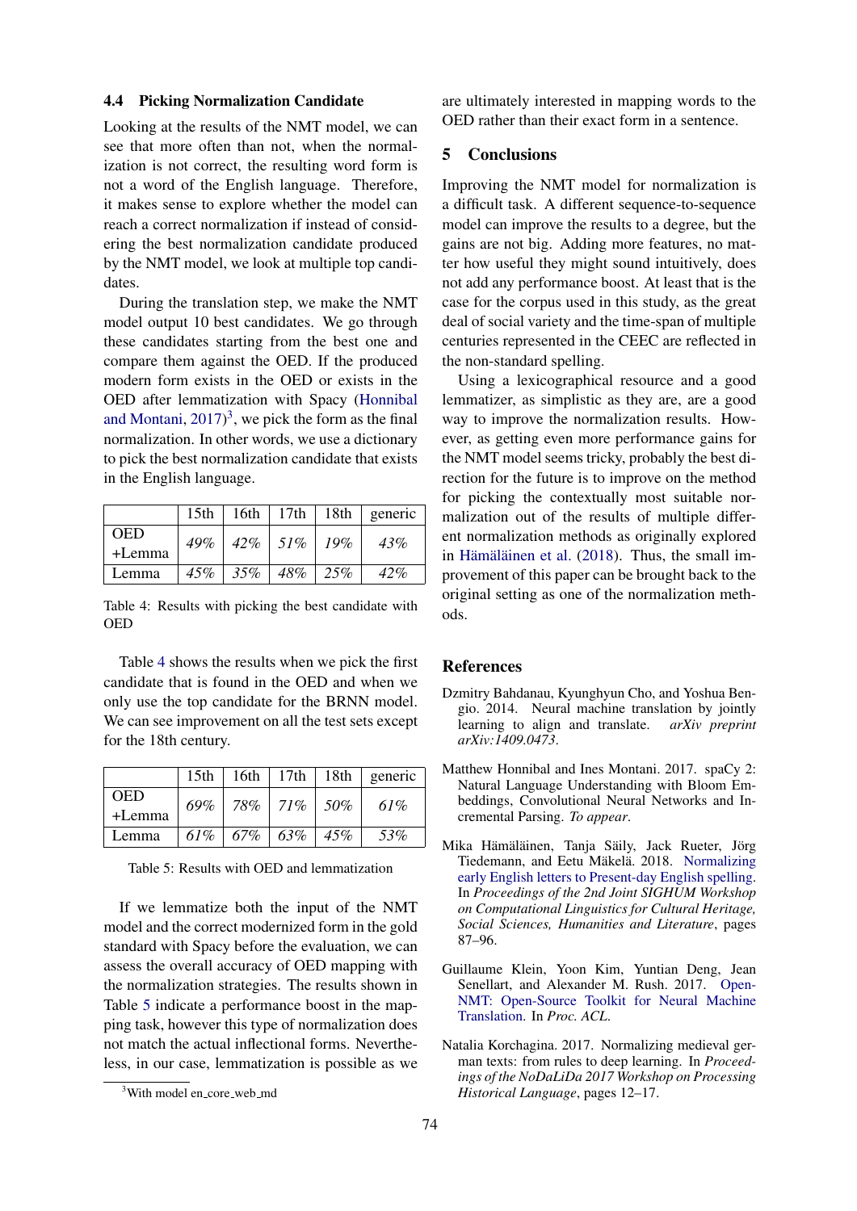### 4.4 Picking Normalization Candidate

Looking at the results of the NMT model, we can see that more often than not, when the normalization is not correct, the resulting word form is not a word of the English language. Therefore, it makes sense to explore whether the model can reach a correct normalization if instead of considering the best normalization candidate produced by the NMT model, we look at multiple top candidates.

During the translation step, we make the NMT model output 10 best candidates. We go through these candidates starting from the best one and compare them against the OED. If the produced modern form exists in the OED or exists in the OED after lemmatization with Spacy (Honnibal and Montani, 2017)[3], we pick the form as the final normalization. In other words, we use a dictionary to pick the best normalization candidate that exists in the English language.

| | 15th | 16th | 17th | 18th | generic |
|---|---|---|---|---|---|
| OED +Lemma | *49%* | *42%* | *51%* | *19%* | *43%* |
| Lemma | *45%* | *35%* | *48%* | *25%* | *42%* |

Table 4: Results with picking the best candidate with OED

Table 4 shows the results when we pick the first candidate that is found in the OED and when we only use the top candidate for the BRNN model. We can see improvement on all the test sets except for the 18th century.

| | 15th | 16th | 17th | 18th | generic |
|---|---|---|---|---|---|
| OED +Lemma | *69%* | *78%* | *71%* | *50%* | *61%* |
| Lemma | *61%* | *67%* | *63%* | *45%* | *53%* |

Table 5: Results with OED and lemmatization

If we lemmatize both the input of the NMT model and the correct modernized form in the gold standard with Spacy before the evaluation, we can assess the overall accuracy of OED mapping with the normalization strategies. The results shown in Table 5 indicate a performance boost in the mapping task, however this type of normalization does not match the actual inflectional forms. Nevertheless, in our case, lemmatization is possible as we are ultimately interested in mapping words to the OED rather than their exact form in a sentence.

[3] With model en_core_web_md

## 5 Conclusions

Improving the NMT model for normalization is a difficult task. A different sequence-to-sequence model can improve the results to a degree, but the gains are not big. Adding more features, no matter how useful they might sound intuitively, does not add any performance boost. At least that is the case for the corpus used in this study, as the great deal of social variety and the time-span of multiple centuries represented in the CEEC are reflected in the non-standard spelling.

Using a lexicographical resource and a good lemmatizer, as simplistic as they are, are a good way to improve the normalization results. However, as getting even more performance gains for the NMT model seems tricky, probably the best direction for the future is to improve on the method for picking the contextually most suitable normalization out of the results of multiple different normalization methods as originally explored in Hämäläinen et al. (2018). Thus, the small improvement of this paper can be brought back to the original setting as one of the normalization methods.

## References

Dzmitry Bahdanau, Kyunghyun Cho, and Yoshua Bengio. 2014. Neural machine translation by jointly learning to align and translate. *arXiv preprint arXiv:1409.0473*.

Matthew Honnibal and Ines Montani. 2017. spaCy 2: Natural Language Understanding with Bloom Embeddings, Convolutional Neural Networks and Incremental Parsing. *To appear*.

Mika Hämäläinen, Tanja Säily, Jack Rueter, Jörg Tiedemann, and Eetu Mäkelä. 2018. Normalizing early English letters to Present-day English spelling. In *Proceedings of the 2nd Joint SIGHUM Workshop on Computational Linguistics for Cultural Heritage, Social Sciences, Humanities and Literature*, pages 87–96.

Guillaume Klein, Yoon Kim, Yuntian Deng, Jean Senellart, and Alexander M. Rush. 2017. OpenNMT: Open-Source Toolkit for Neural Machine Translation. In *Proc. ACL*.

Natalia Korchagina. 2017. Normalizing medieval german texts: from rules to deep learning. In *Proceedings of the NoDaLiDa 2017 Workshop on Processing Historical Language*, pages 12–17.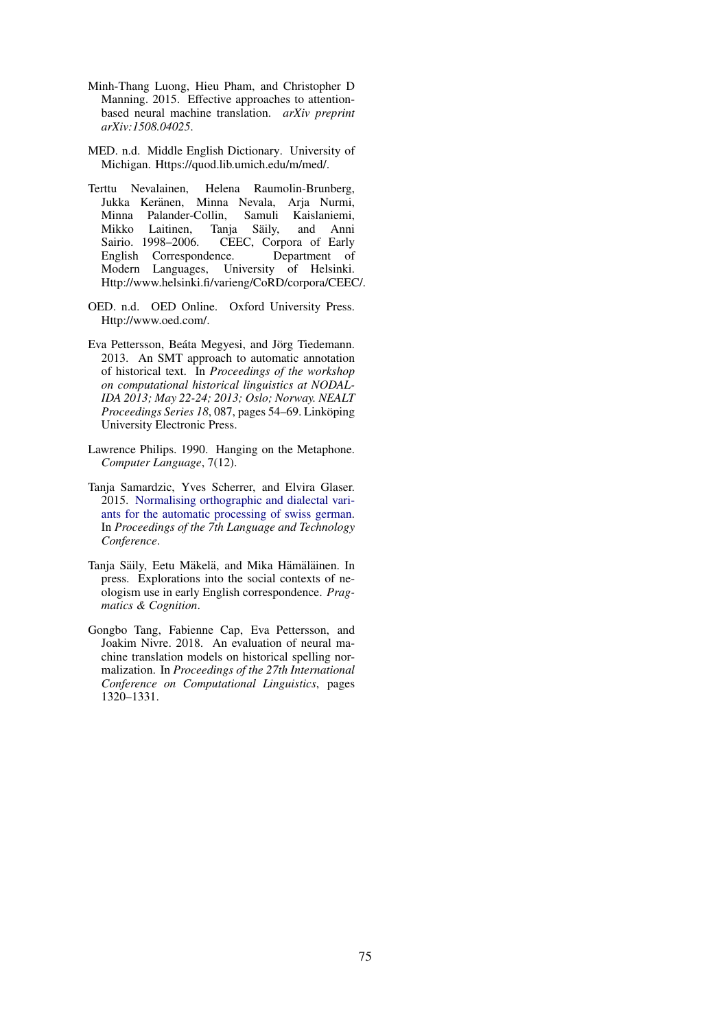Minh-Thang Luong, Hieu Pham, and Christopher D Manning. 2015. Effective approaches to attention-based neural machine translation. *arXiv preprint arXiv:1508.04025*.

MED. n.d. Middle English Dictionary. University of Michigan. Https://quod.lib.umich.edu/m/med/.

Terttu Nevalainen, Helena Raumolin-Brunberg, Jukka Keränen, Minna Nevala, Arja Nurmi, Minna Palander-Collin, Samuli Kaislaniemi, Mikko Laitinen, Tanja Säily, and Anni Sairio. 1998–2006. CEEC, Corpora of Early English Correspondence. Department of Modern Languages, University of Helsinki. Http://www.helsinki.fi/varieng/CoRD/corpora/CEEC/.

OED. n.d. OED Online. Oxford University Press. Http://www.oed.com/.

Eva Pettersson, Beáta Megyesi, and Jörg Tiedemann. 2013. An SMT approach to automatic annotation of historical text. In *Proceedings of the workshop on computational historical linguistics at NODALIDA 2013; May 22-24; 2013; Oslo; Norway. NEALT Proceedings Series 18*, 087, pages 54–69. Linköping University Electronic Press.

Lawrence Philips. 1990. Hanging on the Metaphone. *Computer Language*, 7(12).

Tanja Samardzic, Yves Scherrer, and Elvira Glaser. 2015. Normalising orthographic and dialectal variants for the automatic processing of swiss german. In *Proceedings of the 7th Language and Technology Conference*.

Tanja Säily, Eetu Mäkelä, and Mika Hämäläinen. In press. Explorations into the social contexts of neologism use in early English correspondence. *Pragmatics & Cognition*.

Gongbo Tang, Fabienne Cap, Eva Pettersson, and Joakim Nivre. 2018. An evaluation of neural machine translation models on historical spelling normalization. In *Proceedings of the 27th International Conference on Computational Linguistics*, pages 1320–1331.